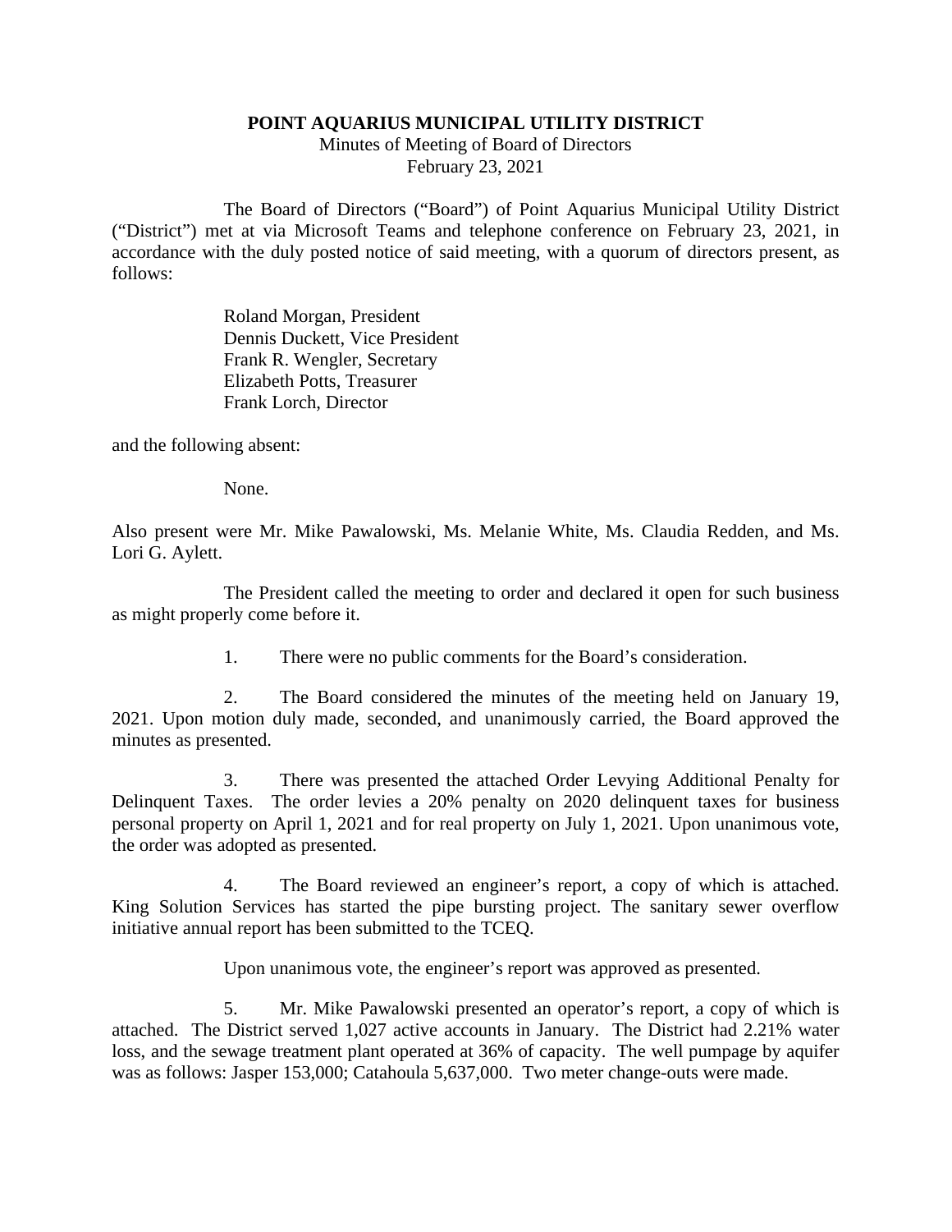# POINT AQUARIUS MUNICIPAL UTILITY DISTRICT

Minutes of Meeting of Board of Directors
February 23, 2021

The Board of Directors ("Board") of Point Aquarius Municipal Utility District ("District") met at via Microsoft Teams and telephone conference on February 23, 2021, in accordance with the duly posted notice of said meeting, with a quorum of directors present, as follows:

Roland Morgan, President
Dennis Duckett, Vice President
Frank R. Wengler, Secretary
Elizabeth Potts, Treasurer
Frank Lorch, Director

and the following absent:

None.

Also present were Mr. Mike Pawalowski, Ms. Melanie White, Ms. Claudia Redden, and Ms. Lori G. Aylett.

The President called the meeting to order and declared it open for such business as might properly come before it.

1. There were no public comments for the Board's consideration.

2. The Board considered the minutes of the meeting held on January 19, 2021. Upon motion duly made, seconded, and unanimously carried, the Board approved the minutes as presented.

3. There was presented the attached Order Levying Additional Penalty for Delinquent Taxes. The order levies a 20% penalty on 2020 delinquent taxes for business personal property on April 1, 2021 and for real property on July 1, 2021. Upon unanimous vote, the order was adopted as presented.

4. The Board reviewed an engineer's report, a copy of which is attached. King Solution Services has started the pipe bursting project. The sanitary sewer overflow initiative annual report has been submitted to the TCEQ.

Upon unanimous vote, the engineer's report was approved as presented.

5. Mr. Mike Pawalowski presented an operator's report, a copy of which is attached. The District served 1,027 active accounts in January. The District had 2.21% water loss, and the sewage treatment plant operated at 36% of capacity. The well pumpage by aquifer was as follows: Jasper 153,000; Catahoula 5,637,000. Two meter change-outs were made.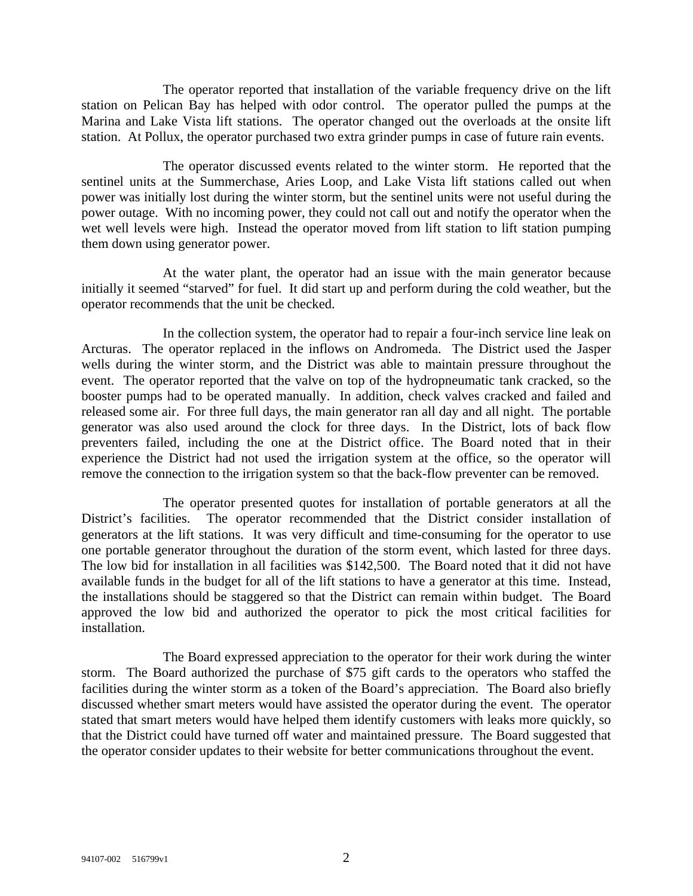The operator reported that installation of the variable frequency drive on the lift station on Pelican Bay has helped with odor control. The operator pulled the pumps at the Marina and Lake Vista lift stations. The operator changed out the overloads at the onsite lift station. At Pollux, the operator purchased two extra grinder pumps in case of future rain events.

The operator discussed events related to the winter storm. He reported that the sentinel units at the Summerchase, Aries Loop, and Lake Vista lift stations called out when power was initially lost during the winter storm, but the sentinel units were not useful during the power outage. With no incoming power, they could not call out and notify the operator when the wet well levels were high. Instead the operator moved from lift station to lift station pumping them down using generator power.

At the water plant, the operator had an issue with the main generator because initially it seemed "starved" for fuel. It did start up and perform during the cold weather, but the operator recommends that the unit be checked.

In the collection system, the operator had to repair a four-inch service line leak on Arcturas. The operator replaced in the inflows on Andromeda. The District used the Jasper wells during the winter storm, and the District was able to maintain pressure throughout the event. The operator reported that the valve on top of the hydropneumatic tank cracked, so the booster pumps had to be operated manually. In addition, check valves cracked and failed and released some air. For three full days, the main generator ran all day and all night. The portable generator was also used around the clock for three days. In the District, lots of back flow preventers failed, including the one at the District office. The Board noted that in their experience the District had not used the irrigation system at the office, so the operator will remove the connection to the irrigation system so that the back-flow preventer can be removed.

The operator presented quotes for installation of portable generators at all the District's facilities. The operator recommended that the District consider installation of generators at the lift stations. It was very difficult and time-consuming for the operator to use one portable generator throughout the duration of the storm event, which lasted for three days. The low bid for installation in all facilities was $142,500. The Board noted that it did not have available funds in the budget for all of the lift stations to have a generator at this time. Instead, the installations should be staggered so that the District can remain within budget. The Board approved the low bid and authorized the operator to pick the most critical facilities for installation.

The Board expressed appreciation to the operator for their work during the winter storm. The Board authorized the purchase of $75 gift cards to the operators who staffed the facilities during the winter storm as a token of the Board's appreciation. The Board also briefly discussed whether smart meters would have assisted the operator during the event. The operator stated that smart meters would have helped them identify customers with leaks more quickly, so that the District could have turned off water and maintained pressure. The Board suggested that the operator consider updates to their website for better communications throughout the event.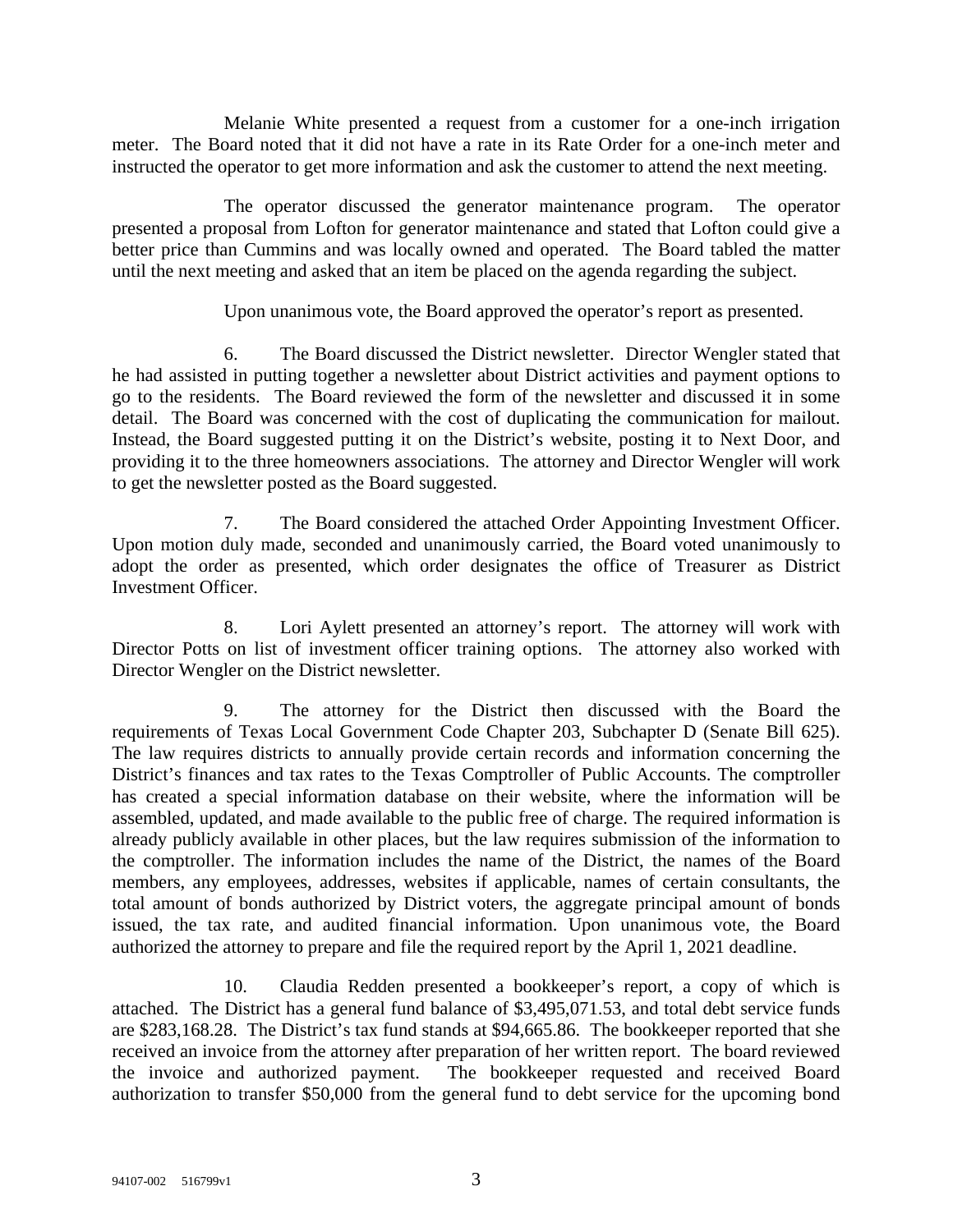Melanie White presented a request from a customer for a one-inch irrigation meter. The Board noted that it did not have a rate in its Rate Order for a one-inch meter and instructed the operator to get more information and ask the customer to attend the next meeting.

The operator discussed the generator maintenance program. The operator presented a proposal from Lofton for generator maintenance and stated that Lofton could give a better price than Cummins and was locally owned and operated. The Board tabled the matter until the next meeting and asked that an item be placed on the agenda regarding the subject.

Upon unanimous vote, the Board approved the operator's report as presented.

6. The Board discussed the District newsletter. Director Wengler stated that he had assisted in putting together a newsletter about District activities and payment options to go to the residents. The Board reviewed the form of the newsletter and discussed it in some detail. The Board was concerned with the cost of duplicating the communication for mailout. Instead, the Board suggested putting it on the District's website, posting it to Next Door, and providing it to the three homeowners associations. The attorney and Director Wengler will work to get the newsletter posted as the Board suggested.

7. The Board considered the attached Order Appointing Investment Officer. Upon motion duly made, seconded and unanimously carried, the Board voted unanimously to adopt the order as presented, which order designates the office of Treasurer as District Investment Officer.

8. Lori Aylett presented an attorney's report. The attorney will work with Director Potts on list of investment officer training options. The attorney also worked with Director Wengler on the District newsletter.

9. The attorney for the District then discussed with the Board the requirements of Texas Local Government Code Chapter 203, Subchapter D (Senate Bill 625). The law requires districts to annually provide certain records and information concerning the District's finances and tax rates to the Texas Comptroller of Public Accounts. The comptroller has created a special information database on their website, where the information will be assembled, updated, and made available to the public free of charge. The required information is already publicly available in other places, but the law requires submission of the information to the comptroller. The information includes the name of the District, the names of the Board members, any employees, addresses, websites if applicable, names of certain consultants, the total amount of bonds authorized by District voters, the aggregate principal amount of bonds issued, the tax rate, and audited financial information. Upon unanimous vote, the Board authorized the attorney to prepare and file the required report by the April 1, 2021 deadline.

10. Claudia Redden presented a bookkeeper's report, a copy of which is attached. The District has a general fund balance of $3,495,071.53, and total debt service funds are $283,168.28. The District's tax fund stands at $94,665.86. The bookkeeper reported that she received an invoice from the attorney after preparation of her written report. The board reviewed the invoice and authorized payment. The bookkeeper requested and received Board authorization to transfer $50,000 from the general fund to debt service for the upcoming bond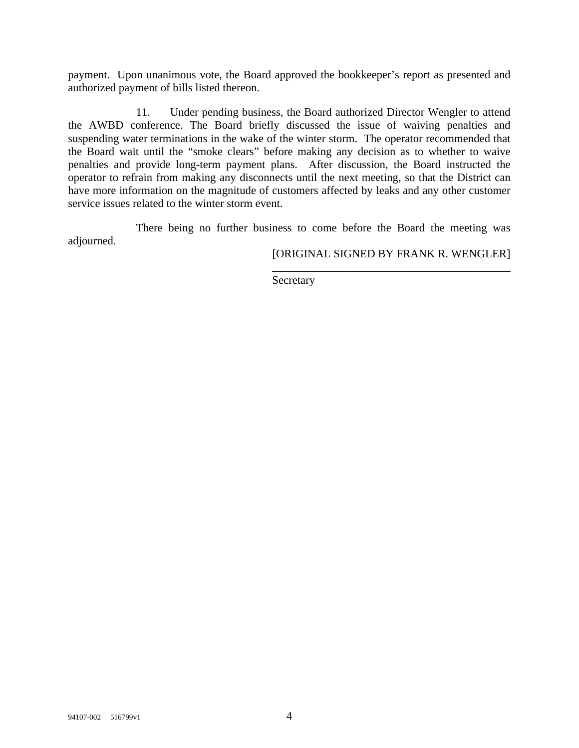payment. Upon unanimous vote, the Board approved the bookkeeper's report as presented and authorized payment of bills listed thereon.

11. Under pending business, the Board authorized Director Wengler to attend the AWBD conference. The Board briefly discussed the issue of waiving penalties and suspending water terminations in the wake of the winter storm. The operator recommended that the Board wait until the "smoke clears" before making any decision as to whether to waive penalties and provide long-term payment plans. After discussion, the Board instructed the operator to refrain from making any disconnects until the next meeting, so that the District can have more information on the magnitude of customers affected by leaks and any other customer service issues related to the winter storm event.

There being no further business to come before the Board the meeting was adjourned.

[ORIGINAL SIGNED BY FRANK R. WENGLER]

\_\_\_\_\_\_\_\_\_\_\_\_\_\_\_\_\_\_\_\_\_\_\_\_\_\_\_\_\_\_\_\_\_\_\_\_\_\_\_\_

Secretary

94107-002 516799v1